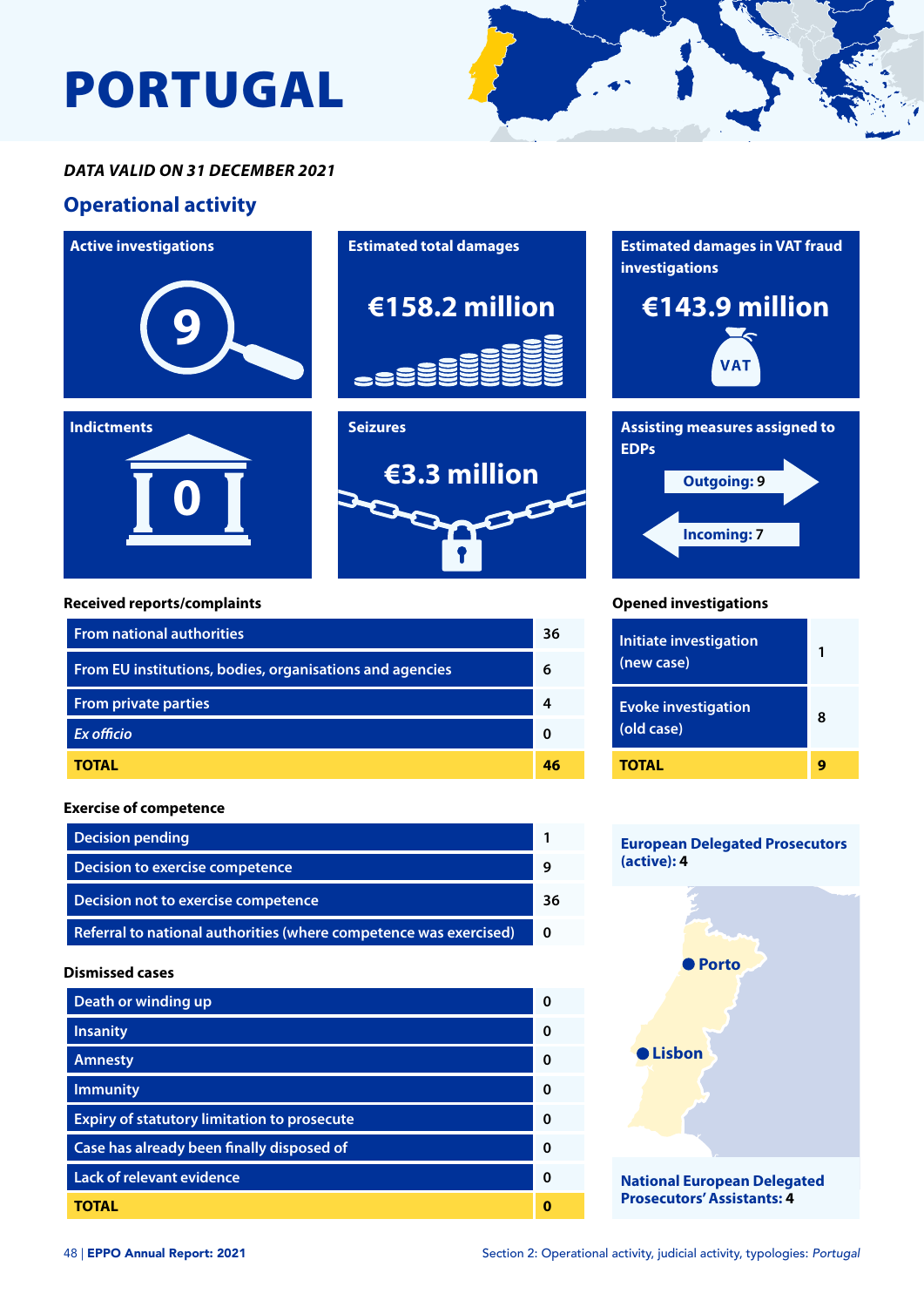# PORTUGAL

***DATA VALID ON 31 DECEMBER 2021***

## Operational activity

**Active investigations**

9

**Estimated total damages**

€158.2 million

**Estimated damages in VAT fraud investigations**

€143.9 million

VAT

**Indictments**

0

**Seizures**

€3.3 million

**Assisting measures assigned to EDPs**

Outgoing: 9

Incoming: 7

**Received reports/complaints**

| | |
|---|---|
| From national authorities | 36 |
| From EU institutions, bodies, organisations and agencies | 6 |
| From private parties | 4 |
| *Ex officio* | 0 |
| **TOTAL** | **46** |

**Opened investigations**

| | |
|---|---|
| Initiate investigation (new case) | 1 |
| Evoke investigation (old case) | 8 |
| **TOTAL** | **9** |

**Exercise of competence**

| | |
|---|---|
| Decision pending | 1 |
| Decision to exercise competence | 9 |
| Decision not to exercise competence | 36 |
| Referral to national authorities (where competence was exercised) | 0 |

**Dismissed cases**

| | |
|---|---|
| Death or winding up | 0 |
| Insanity | 0 |
| Amnesty | 0 |
| Immunity | 0 |
| Expiry of statutory limitation to prosecute | 0 |
| Case has already been finally disposed of | 0 |
| Lack of relevant evidence | 0 |
| **TOTAL** | **0** |

**European Delegated Prosecutors (active): 4**

Porto

Lisbon

**National European Delegated Prosecutors' Assistants: 4**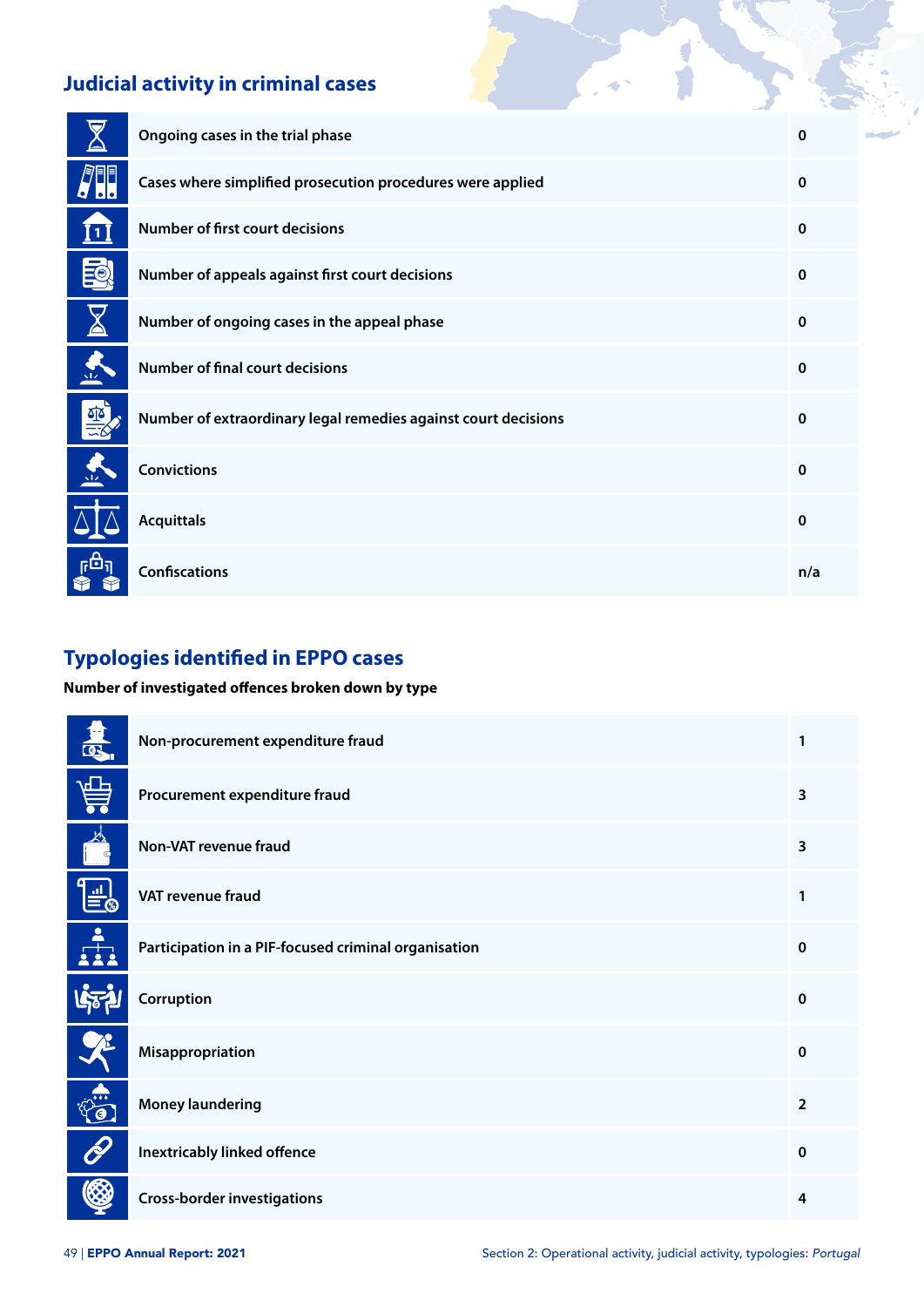## Judicial activity in criminal cases

| | |
|---|---|
| Ongoing cases in the trial phase | 0 |
| Cases where simplified prosecution procedures were applied | 0 |
| Number of first court decisions | 0 |
| Number of appeals against first court decisions | 0 |
| Number of ongoing cases in the appeal phase | 0 |
| Number of final court decisions | 0 |
| Number of extraordinary legal remedies against court decisions | 0 |
| Convictions | 0 |
| Acquittals | 0 |
| Confiscations | n/a |

## Typologies identified in EPPO cases

**Number of investigated offences broken down by type**

| | |
|---|---|
| Non-procurement expenditure fraud | 1 |
| Procurement expenditure fraud | 3 |
| Non-VAT revenue fraud | 3 |
| VAT revenue fraud | 1 |
| Participation in a PIF-focused criminal organisation | 0 |
| Corruption | 0 |
| Misappropriation | 0 |
| Money laundering | 2 |
| Inextricably linked offence | 0 |
| Cross-border investigations | 4 |